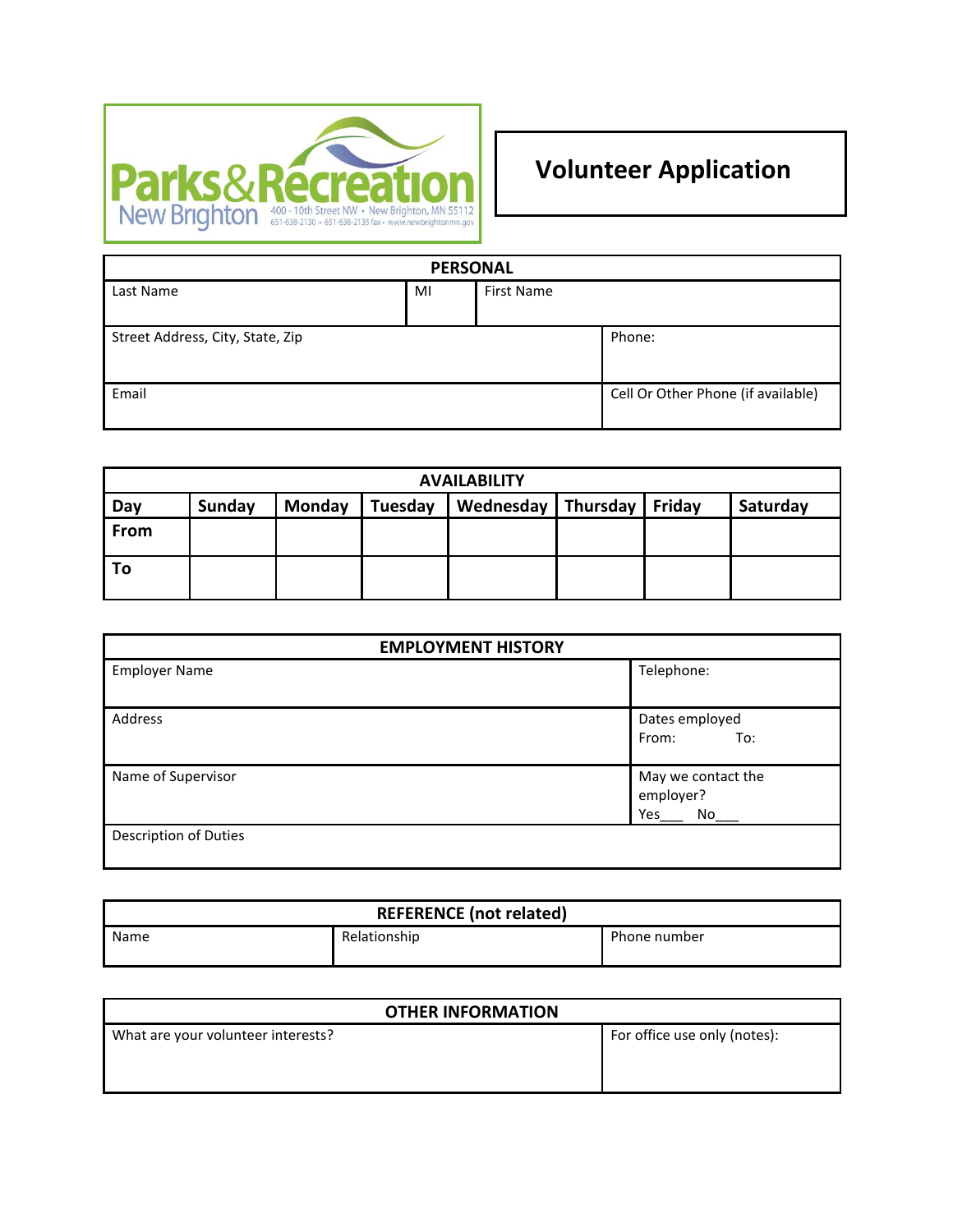Parks&Recreation New Brighton 400 - 10th Street NW • New Brighton, MN 55112 651-638-2130 • 651-638-2135 fax • www.newbrightonmn.gov

# Volunteer Application

| PERSONAL | | | |
|---|---|---|---|
| Last Name | MI | First Name | |
| Street Address, City, State, Zip | | | Phone: |
| Email | | | Cell Or Other Phone (if available) |

| AVAILABILITY | | | | | | | |
|---|---|---|---|---|---|---|---|
| **Day** | **Sunday** | **Monday** | **Tuesday** | **Wednesday** | **Thursday** | **Friday** | **Saturday** |
| **From** | | | | | | | |
| **To** | | | | | | | |

| EMPLOYMENT HISTORY | |
|---|---|
| Employer Name | Telephone: |
| Address | Dates employed From: To: |
| Name of Supervisor | May we contact the employer? Yes___ No___ |
| Description of Duties | |

| REFERENCE (not related) | | |
|---|---|---|
| Name | Relationship | Phone number |

| OTHER INFORMATION | |
|---|---|
| What are your volunteer interests? | For office use only (notes): |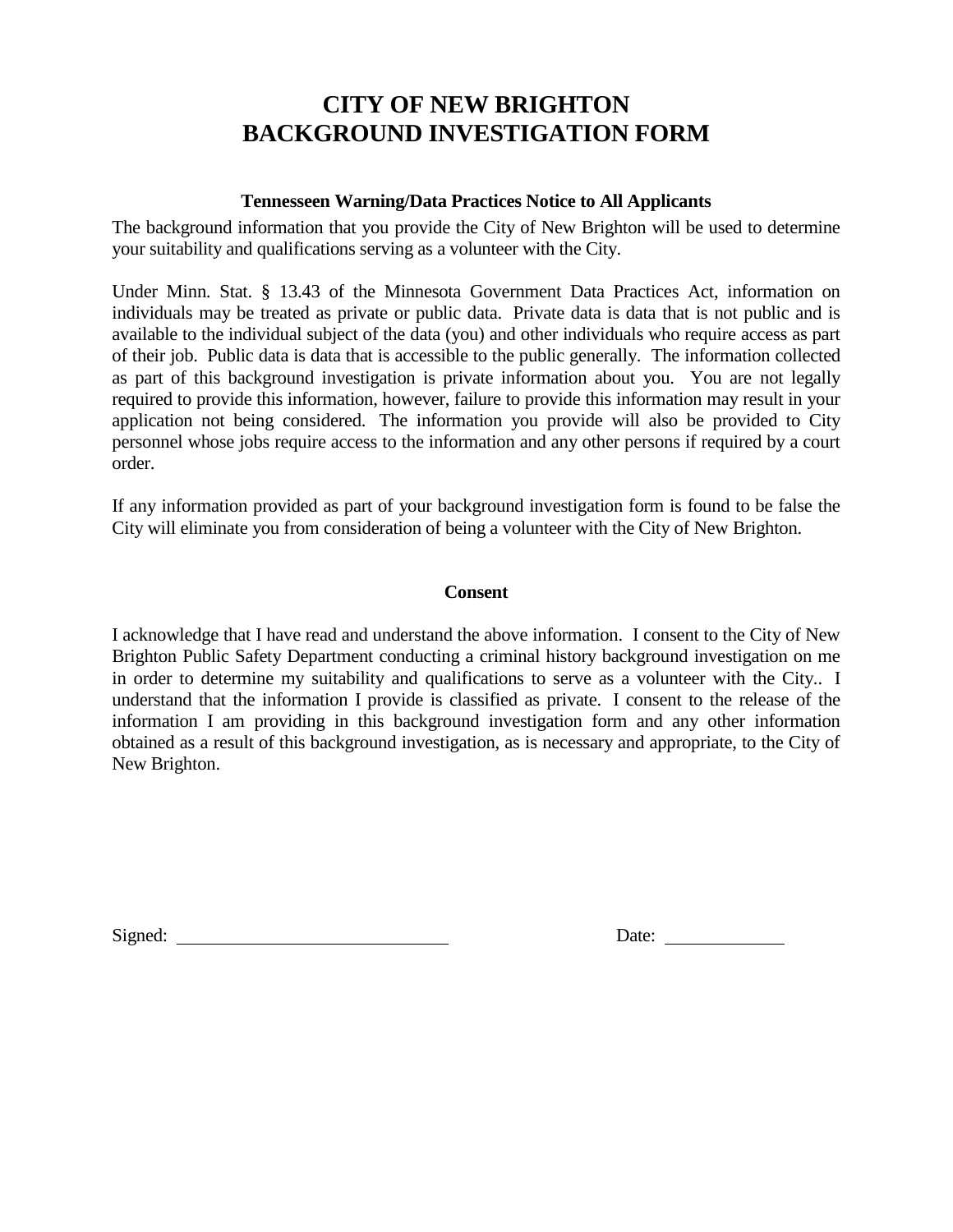# CITY OF NEW BRIGHTON
# BACKGROUND INVESTIGATION FORM

### Tennesseen Warning/Data Practices Notice to All Applicants

The background information that you provide the City of New Brighton will be used to determine your suitability and qualifications serving as a volunteer with the City.

Under Minn. Stat. § 13.43 of the Minnesota Government Data Practices Act, information on individuals may be treated as private or public data. Private data is data that is not public and is available to the individual subject of the data (you) and other individuals who require access as part of their job. Public data is data that is accessible to the public generally. The information collected as part of this background investigation is private information about you. You are not legally required to provide this information, however, failure to provide this information may result in your application not being considered. The information you provide will also be provided to City personnel whose jobs require access to the information and any other persons if required by a court order.

If any information provided as part of your background investigation form is found to be false the City will eliminate you from consideration of being a volunteer with the City of New Brighton.

### Consent

I acknowledge that I have read and understand the above information. I consent to the City of New Brighton Public Safety Department conducting a criminal history background investigation on me in order to determine my suitability and qualifications to serve as a volunteer with the City.. I understand that the information I provide is classified as private. I consent to the release of the information I am providing in this background investigation form and any other information obtained as a result of this background investigation, as is necessary and appropriate, to the City of New Brighton.

Signed: ______________________________ Date: _____________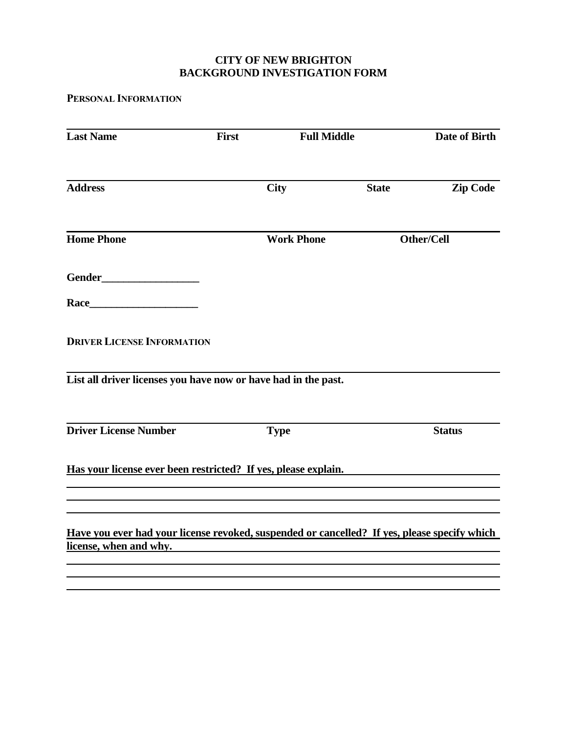# CITY OF NEW BRIGHTON
# BACKGROUND INVESTIGATION FORM

**PERSONAL INFORMATION**

| Last Name | First | Full Middle | Date of Birth |
|---|---|---|---|
| | | | |

| Address | City | State | Zip Code |
|---|---|---|---|
| | | | |

| Home Phone | Work Phone | Other/Cell |
|---|---|---|
| | | |

**Gender**___________________

**Race**_____________________

**DRIVER LICENSE INFORMATION**

**List all driver licenses you have now or have had in the past.**

| Driver License Number | Type | Status |
|---|---|---|
| | | |

**Has your license ever been restricted? If yes, please explain.**

______________________________________________________________________________

______________________________________________________________________________

______________________________________________________________________________

**Have you ever had your license revoked, suspended or cancelled? If yes, please specify which license, when and why.**

______________________________________________________________________________

______________________________________________________________________________

______________________________________________________________________________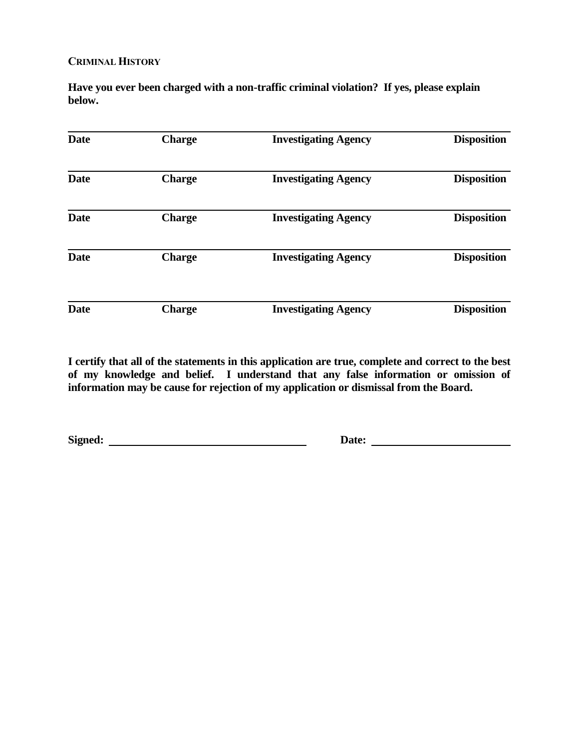**CRIMINAL HISTORY**

**Have you ever been charged with a non-traffic criminal violation? If yes, please explain below.**

| Date | Charge | Investigating Agency | Disposition |
|---|---|---|---|
| | | | |
| **Date** | **Charge** | **Investigating Agency** | **Disposition** |
| | | | |
| **Date** | **Charge** | **Investigating Agency** | **Disposition** |
| | | | |
| **Date** | **Charge** | **Investigating Agency** | **Disposition** |
| | | | |
| **Date** | **Charge** | **Investigating Agency** | **Disposition** |

**I certify that all of the statements in this application are true, complete and correct to the best of my knowledge and belief. I understand that any false information or omission of information may be cause for rejection of my application or dismissal from the Board.**

**Signed:** ______________________________ **Date:** ______________________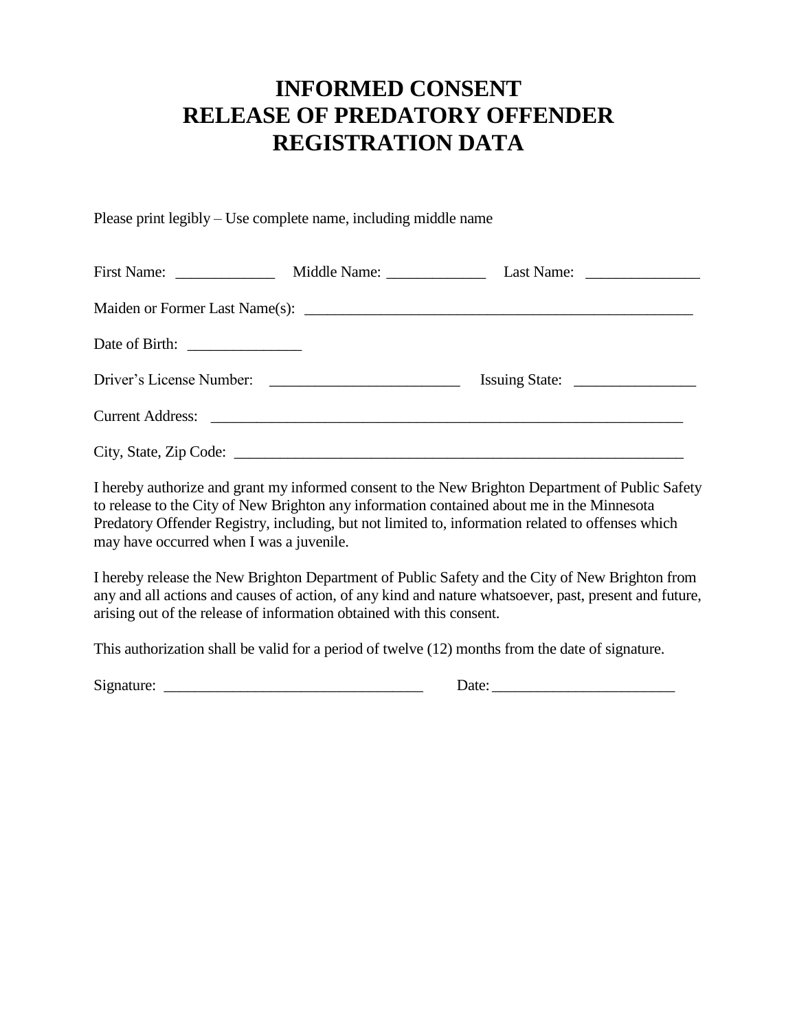# INFORMED CONSENT RELEASE OF PREDATORY OFFENDER REGISTRATION DATA

Please print legibly – Use complete name, including middle name

First Name: _____________ Middle Name: _____________ Last Name: _______________

Maiden or Former Last Name(s): ____________________________________________________

Date of Birth: _______________

Driver's License Number: _________________________ Issuing State: ________________

Current Address: ______________________________________________________________

City, State, Zip Code: __________________________________________________________

I hereby authorize and grant my informed consent to the New Brighton Department of Public Safety to release to the City of New Brighton any information contained about me in the Minnesota Predatory Offender Registry, including, but not limited to, information related to offenses which may have occurred when I was a juvenile.

I hereby release the New Brighton Department of Public Safety and the City of New Brighton from any and all actions and causes of action, of any kind and nature whatsoever, past, present and future, arising out of the release of information obtained with this consent.

This authorization shall be valid for a period of twelve (12) months from the date of signature.

Signature: __________________________________ Date: ________________________